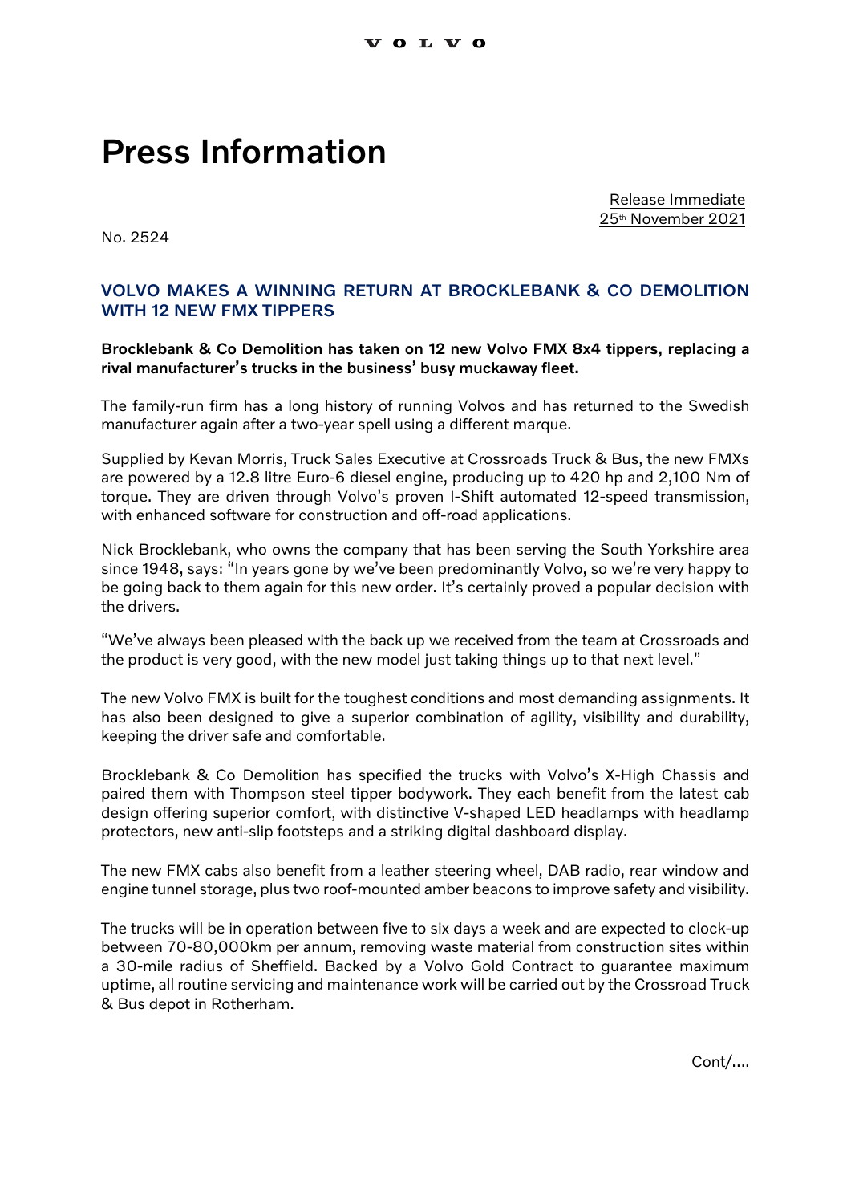VOLVO

# Press Information

Release Immediate
25th November 2021

No. 2524

## VOLVO MAKES A WINNING RETURN AT BROCKLEBANK & CO DEMOLITION WITH 12 NEW FMX TIPPERS

**Brocklebank & Co Demolition has taken on 12 new Volvo FMX 8x4 tippers, replacing a rival manufacturer's trucks in the business' busy muckaway fleet.**

The family-run firm has a long history of running Volvos and has returned to the Swedish manufacturer again after a two-year spell using a different marque.

Supplied by Kevan Morris, Truck Sales Executive at Crossroads Truck & Bus, the new FMXs are powered by a 12.8 litre Euro-6 diesel engine, producing up to 420 hp and 2,100 Nm of torque. They are driven through Volvo's proven I-Shift automated 12-speed transmission, with enhanced software for construction and off-road applications.

Nick Brocklebank, who owns the company that has been serving the South Yorkshire area since 1948, says: "In years gone by we've been predominantly Volvo, so we're very happy to be going back to them again for this new order. It's certainly proved a popular decision with the drivers.

"We've always been pleased with the back up we received from the team at Crossroads and the product is very good, with the new model just taking things up to that next level."

The new Volvo FMX is built for the toughest conditions and most demanding assignments. It has also been designed to give a superior combination of agility, visibility and durability, keeping the driver safe and comfortable.

Brocklebank & Co Demolition has specified the trucks with Volvo's X-High Chassis and paired them with Thompson steel tipper bodywork. They each benefit from the latest cab design offering superior comfort, with distinctive V-shaped LED headlamps with headlamp protectors, new anti-slip footsteps and a striking digital dashboard display.

The new FMX cabs also benefit from a leather steering wheel, DAB radio, rear window and engine tunnel storage, plus two roof-mounted amber beacons to improve safety and visibility.

The trucks will be in operation between five to six days a week and are expected to clock-up between 70-80,000km per annum, removing waste material from construction sites within a 30-mile radius of Sheffield. Backed by a Volvo Gold Contract to guarantee maximum uptime, all routine servicing and maintenance work will be carried out by the Crossroad Truck & Bus depot in Rotherham.

Cont/....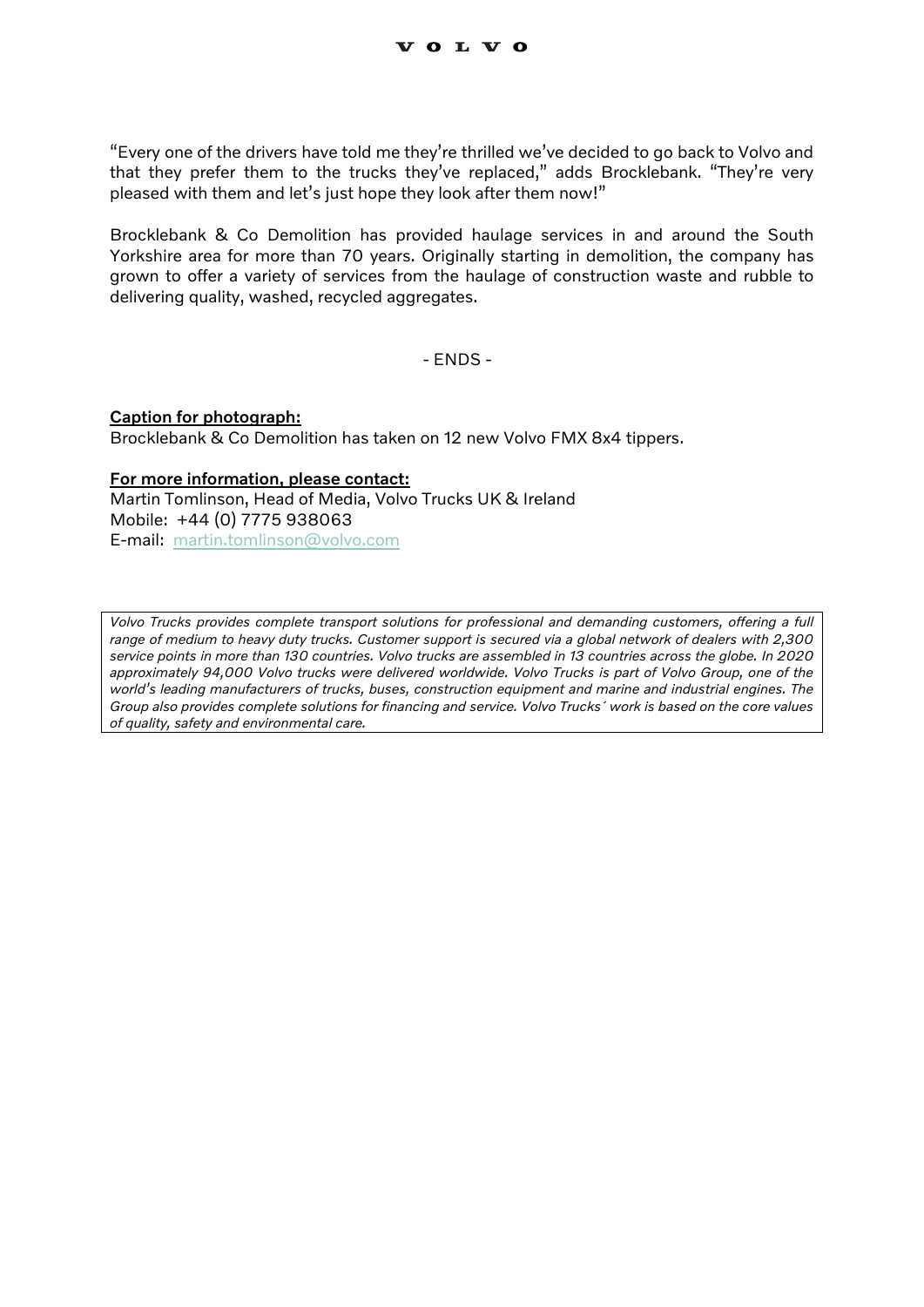"Every one of the drivers have told me they're thrilled we've decided to go back to Volvo and that they prefer them to the trucks they've replaced," adds Brocklebank. "They're very pleased with them and let's just hope they look after them now!"

Brocklebank & Co Demolition has provided haulage services in and around the South Yorkshire area for more than 70 years. Originally starting in demolition, the company has grown to offer a variety of services from the haulage of construction waste and rubble to delivering quality, washed, recycled aggregates.

- ENDS -

**Caption for photograph:**
Brocklebank & Co Demolition has taken on 12 new Volvo FMX 8x4 tippers.

**For more information, please contact:**
Martin Tomlinson, Head of Media, Volvo Trucks UK & Ireland
Mobile: +44 (0) 7775 938063
E-mail: martin.tomlinson@volvo.com

*Volvo Trucks provides complete transport solutions for professional and demanding customers, offering a full range of medium to heavy duty trucks. Customer support is secured via a global network of dealers with 2,300 service points in more than 130 countries. Volvo trucks are assembled in 13 countries across the globe. In 2020 approximately 94,000 Volvo trucks were delivered worldwide. Volvo Trucks is part of Volvo Group, one of the world's leading manufacturers of trucks, buses, construction equipment and marine and industrial engines. The Group also provides complete solutions for financing and service. Volvo Trucks´ work is based on the core values of quality, safety and environmental care.*